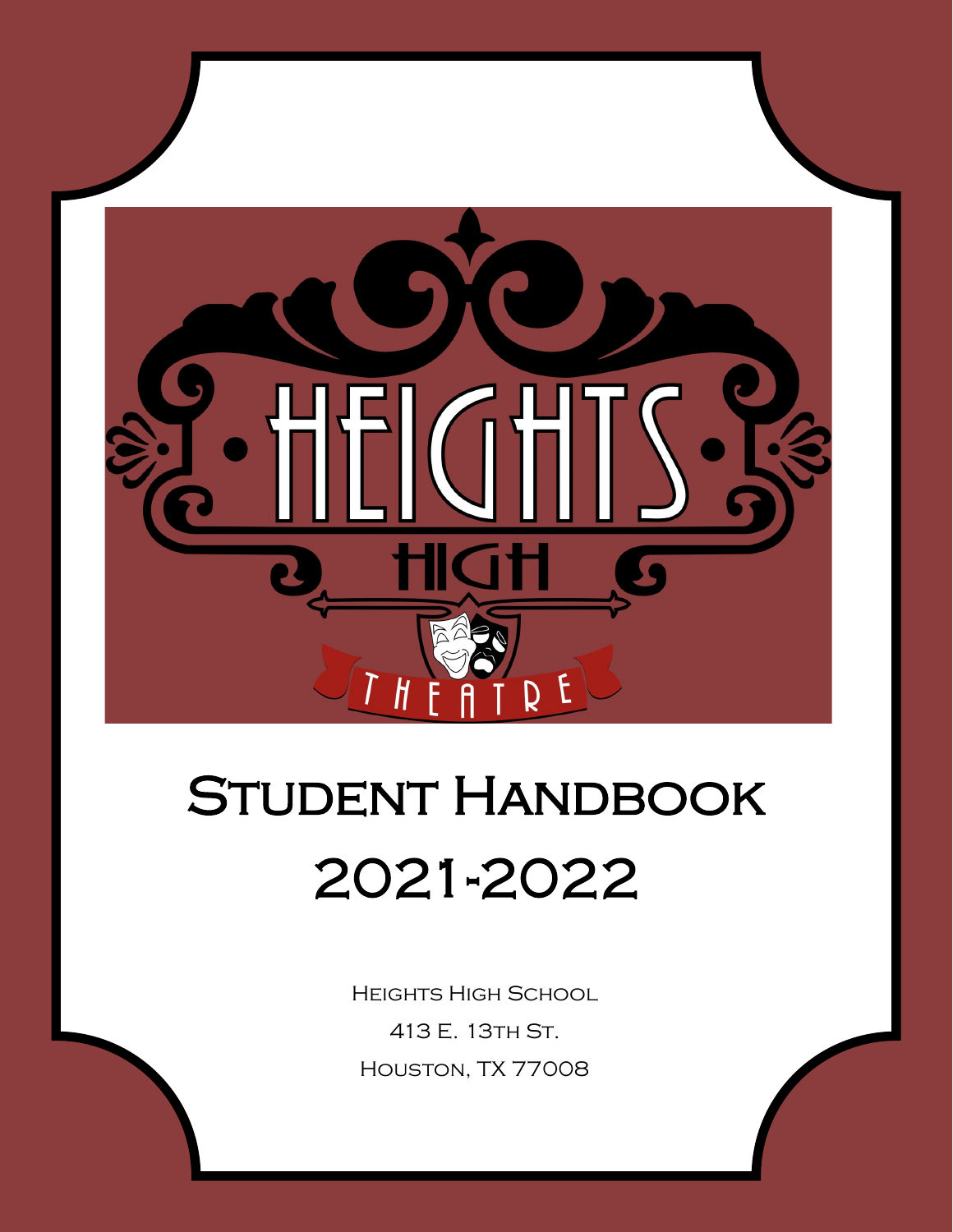# Student Handbook

## 2021-2022

Heights High School

413 E. 13th St.

Houston, TX 77008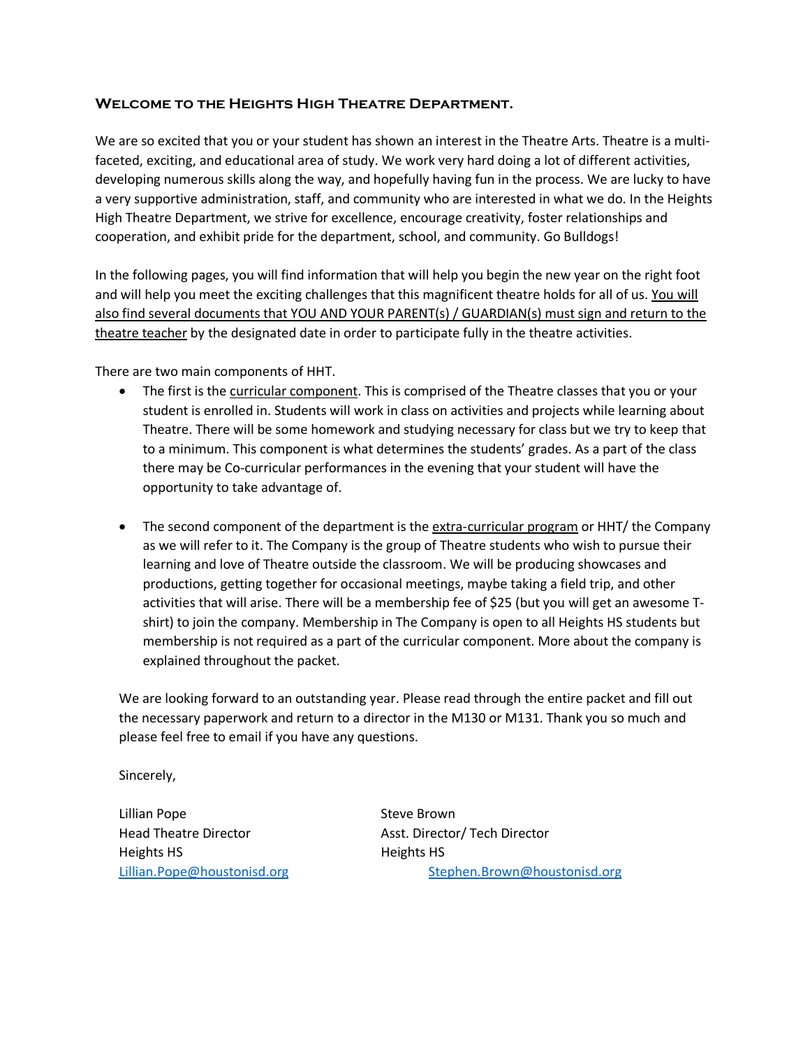## Welcome to the Heights High Theatre Department.

We are so excited that you or your student has shown an interest in the Theatre Arts. Theatre is a multi-faceted, exciting, and educational area of study. We work very hard doing a lot of different activities, developing numerous skills along the way, and hopefully having fun in the process. We are lucky to have a very supportive administration, staff, and community who are interested in what we do. In the Heights High Theatre Department, we strive for excellence, encourage creativity, foster relationships and cooperation, and exhibit pride for the department, school, and community. Go Bulldogs!

In the following pages, you will find information that will help you begin the new year on the right foot and will help you meet the exciting challenges that this magnificent theatre holds for all of us. <u>You will also find several documents that YOU AND YOUR PARENT(s) / GUARDIAN(s) must sign and return to the theatre teacher</u> by the designated date in order to participate fully in the theatre activities.

There are two main components of HHT.

- The first is the <u>curricular component</u>. This is comprised of the Theatre classes that you or your student is enrolled in. Students will work in class on activities and projects while learning about Theatre. There will be some homework and studying necessary for class but we try to keep that to a minimum. This component is what determines the students' grades. As a part of the class there may be Co-curricular performances in the evening that your student will have the opportunity to take advantage of.

- The second component of the department is the <u>extra-curricular program</u> or HHT/ the Company as we will refer to it. The Company is the group of Theatre students who wish to pursue their learning and love of Theatre outside the classroom. We will be producing showcases and productions, getting together for occasional meetings, maybe taking a field trip, and other activities that will arise. There will be a membership fee of $25 (but you will get an awesome T-shirt) to join the company. Membership in The Company is open to all Heights HS students but membership is not required as a part of the curricular component. More about the company is explained throughout the packet.

We are looking forward to an outstanding year. Please read through the entire packet and fill out the necessary paperwork and return to a director in the M130 or M131. Thank you so much and please feel free to email if you have any questions.

Sincerely,

Lillian Pope
Head Theatre Director
Heights HS
Lillian.Pope@houstonisd.org

Steve Brown
Asst. Director/ Tech Director
Heights HS
Stephen.Brown@houstonisd.org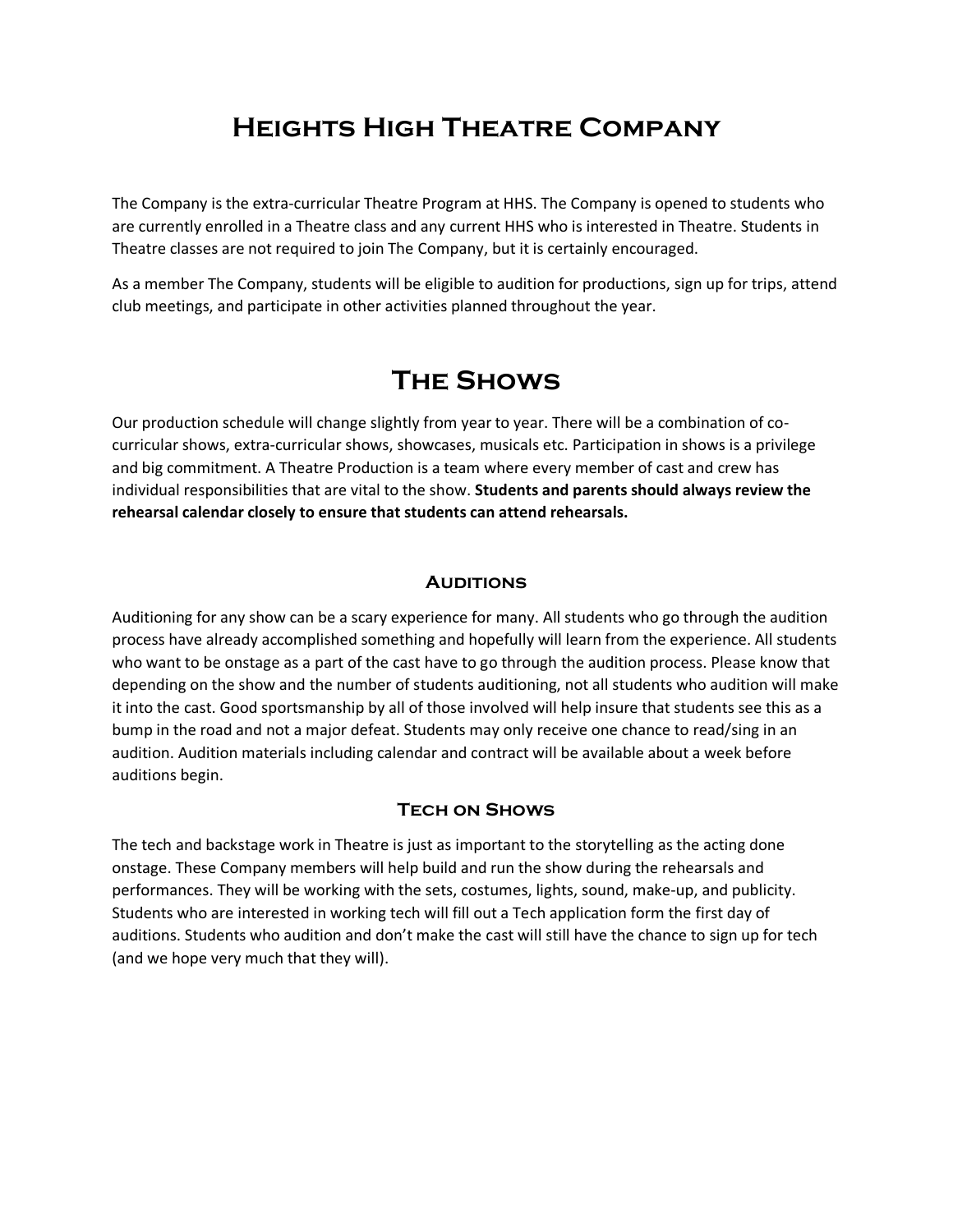# Heights High Theatre Company

The Company is the extra-curricular Theatre Program at HHS. The Company is opened to students who are currently enrolled in a Theatre class and any current HHS who is interested in Theatre. Students in Theatre classes are not required to join The Company, but it is certainly encouraged.

As a member The Company, students will be eligible to audition for productions, sign up for trips, attend club meetings, and participate in other activities planned throughout the year.

# The Shows

Our production schedule will change slightly from year to year. There will be a combination of co-curricular shows, extra-curricular shows, showcases, musicals etc. Participation in shows is a privilege and big commitment. A Theatre Production is a team where every member of cast and crew has individual responsibilities that are vital to the show. **Students and parents should always review the rehearsal calendar closely to ensure that students can attend rehearsals.**

## Auditions

Auditioning for any show can be a scary experience for many. All students who go through the audition process have already accomplished something and hopefully will learn from the experience. All students who want to be onstage as a part of the cast have to go through the audition process. Please know that depending on the show and the number of students auditioning, not all students who audition will make it into the cast. Good sportsmanship by all of those involved will help insure that students see this as a bump in the road and not a major defeat. Students may only receive one chance to read/sing in an audition. Audition materials including calendar and contract will be available about a week before auditions begin.

## Tech on Shows

The tech and backstage work in Theatre is just as important to the storytelling as the acting done onstage. These Company members will help build and run the show during the rehearsals and performances. They will be working with the sets, costumes, lights, sound, make-up, and publicity. Students who are interested in working tech will fill out a Tech application form the first day of auditions. Students who audition and don't make the cast will still have the chance to sign up for tech (and we hope very much that they will).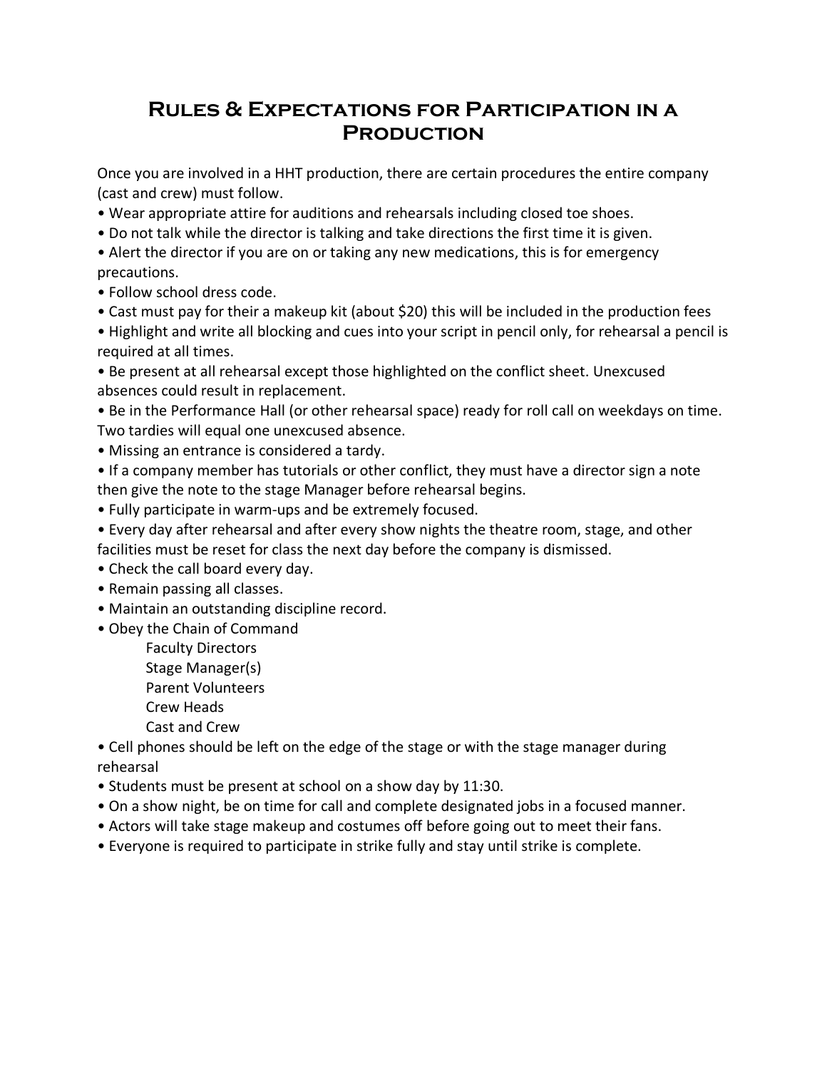# Rules & Expectations for Participation in a Production

Once you are involved in a HHT production, there are certain procedures the entire company (cast and crew) must follow.

- Wear appropriate attire for auditions and rehearsals including closed toe shoes.
- Do not talk while the director is talking and take directions the first time it is given.
- Alert the director if you are on or taking any new medications, this is for emergency precautions.
- Follow school dress code.
- Cast must pay for their a makeup kit (about $20) this will be included in the production fees
- Highlight and write all blocking and cues into your script in pencil only, for rehearsal a pencil is required at all times.
- Be present at all rehearsal except those highlighted on the conflict sheet. Unexcused absences could result in replacement.
- Be in the Performance Hall (or other rehearsal space) ready for roll call on weekdays on time. Two tardies will equal one unexcused absence.
- Missing an entrance is considered a tardy.
- If a company member has tutorials or other conflict, they must have a director sign a note then give the note to the stage Manager before rehearsal begins.
- Fully participate in warm-ups and be extremely focused.
- Every day after rehearsal and after every show nights the theatre room, stage, and other facilities must be reset for class the next day before the company is dismissed.
- Check the call board every day.
- Remain passing all classes.
- Maintain an outstanding discipline record.
- Obey the Chain of Command
  - Faculty Directors
  - Stage Manager(s)
  - Parent Volunteers
  - Crew Heads
  - Cast and Crew
- Cell phones should be left on the edge of the stage or with the stage manager during rehearsal
- Students must be present at school on a show day by 11:30.
- On a show night, be on time for call and complete designated jobs in a focused manner.
- Actors will take stage makeup and costumes off before going out to meet their fans.
- Everyone is required to participate in strike fully and stay until strike is complete.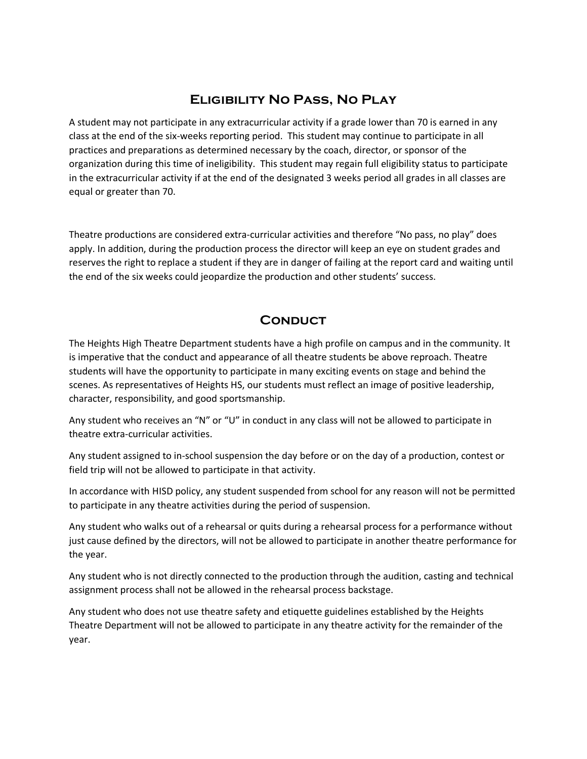## Eligibility No Pass, No Play

A student may not participate in any extracurricular activity if a grade lower than 70 is earned in any class at the end of the six-weeks reporting period. This student may continue to participate in all practices and preparations as determined necessary by the coach, director, or sponsor of the organization during this time of ineligibility. This student may regain full eligibility status to participate in the extracurricular activity if at the end of the designated 3 weeks period all grades in all classes are equal or greater than 70.

Theatre productions are considered extra-curricular activities and therefore "No pass, no play" does apply. In addition, during the production process the director will keep an eye on student grades and reserves the right to replace a student if they are in danger of failing at the report card and waiting until the end of the six weeks could jeopardize the production and other students' success.

## Conduct

The Heights High Theatre Department students have a high profile on campus and in the community. It is imperative that the conduct and appearance of all theatre students be above reproach. Theatre students will have the opportunity to participate in many exciting events on stage and behind the scenes. As representatives of Heights HS, our students must reflect an image of positive leadership, character, responsibility, and good sportsmanship.

Any student who receives an "N" or "U" in conduct in any class will not be allowed to participate in theatre extra-curricular activities.

Any student assigned to in-school suspension the day before or on the day of a production, contest or field trip will not be allowed to participate in that activity.

In accordance with HISD policy, any student suspended from school for any reason will not be permitted to participate in any theatre activities during the period of suspension.

Any student who walks out of a rehearsal or quits during a rehearsal process for a performance without just cause defined by the directors, will not be allowed to participate in another theatre performance for the year.

Any student who is not directly connected to the production through the audition, casting and technical assignment process shall not be allowed in the rehearsal process backstage.

Any student who does not use theatre safety and etiquette guidelines established by the Heights Theatre Department will not be allowed to participate in any theatre activity for the remainder of the year.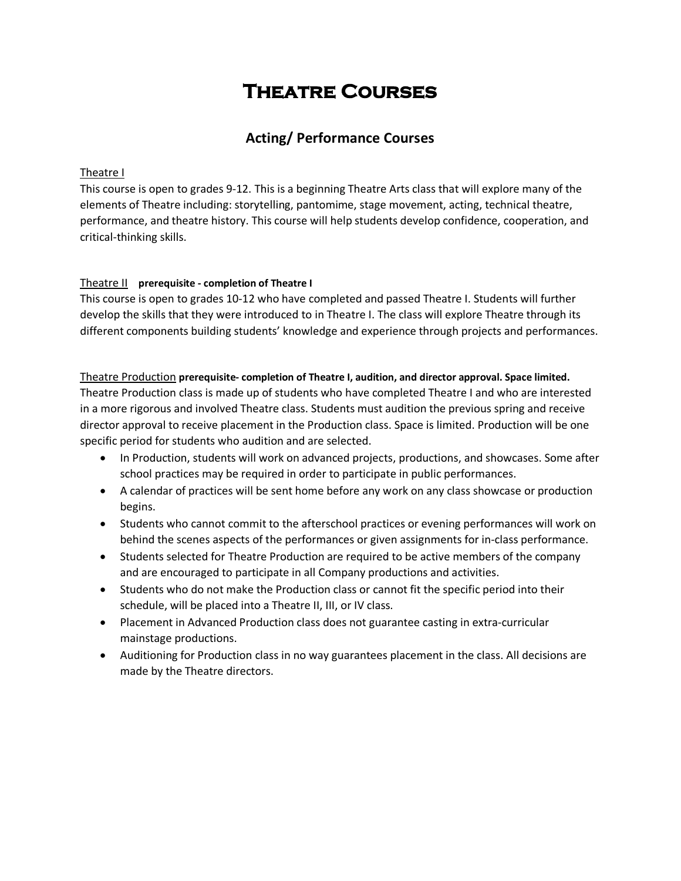# Theatre Courses

## Acting/ Performance Courses

Theatre I

This course is open to grades 9-12. This is a beginning Theatre Arts class that will explore many of the elements of Theatre including: storytelling, pantomime, stage movement, acting, technical theatre, performance, and theatre history. This course will help students develop confidence, cooperation, and critical-thinking skills.

Theatre II **prerequisite - completion of Theatre I**

This course is open to grades 10-12 who have completed and passed Theatre I. Students will further develop the skills that they were introduced to in Theatre I. The class will explore Theatre through its different components building students' knowledge and experience through projects and performances.

Theatre Production **prerequisite- completion of Theatre I, audition, and director approval. Space limited.**

Theatre Production class is made up of students who have completed Theatre I and who are interested in a more rigorous and involved Theatre class. Students must audition the previous spring and receive director approval to receive placement in the Production class. Space is limited. Production will be one specific period for students who audition and are selected.

- In Production, students will work on advanced projects, productions, and showcases. Some after school practices may be required in order to participate in public performances.
- A calendar of practices will be sent home before any work on any class showcase or production begins.
- Students who cannot commit to the afterschool practices or evening performances will work on behind the scenes aspects of the performances or given assignments for in-class performance.
- Students selected for Theatre Production are required to be active members of the company and are encouraged to participate in all Company productions and activities.
- Students who do not make the Production class or cannot fit the specific period into their schedule, will be placed into a Theatre II, III, or IV class.
- Placement in Advanced Production class does not guarantee casting in extra-curricular mainstage productions.
- Auditioning for Production class in no way guarantees placement in the class. All decisions are made by the Theatre directors.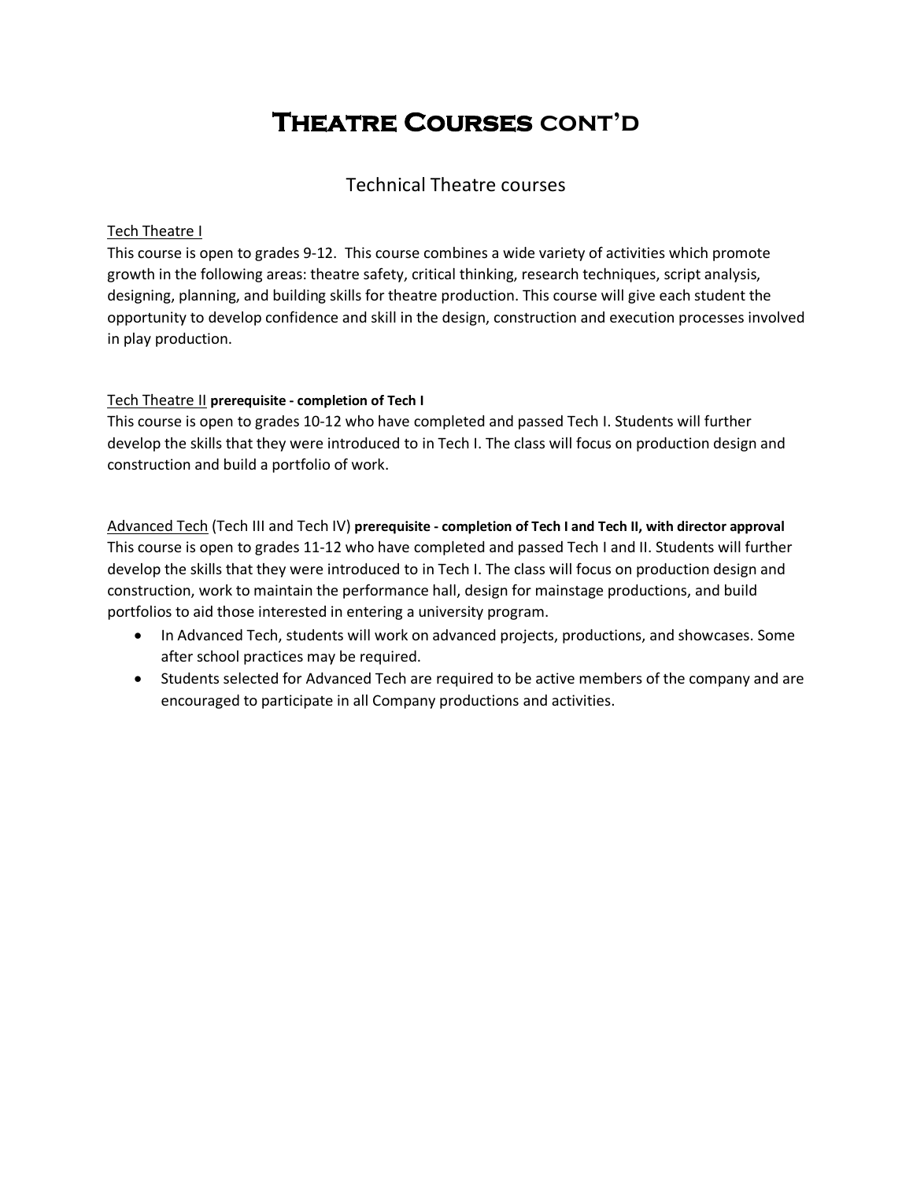# Theatre Courses cont'd

## Technical Theatre courses

Tech Theatre I

This course is open to grades 9-12. This course combines a wide variety of activities which promote growth in the following areas: theatre safety, critical thinking, research techniques, script analysis, designing, planning, and building skills for theatre production. This course will give each student the opportunity to develop confidence and skill in the design, construction and execution processes involved in play production.

Tech Theatre II **prerequisite - completion of Tech I**

This course is open to grades 10-12 who have completed and passed Tech I. Students will further develop the skills that they were introduced to in Tech I. The class will focus on production design and construction and build a portfolio of work.

Advanced Tech (Tech III and Tech IV) **prerequisite - completion of Tech I and Tech II, with director approval**

This course is open to grades 11-12 who have completed and passed Tech I and II. Students will further develop the skills that they were introduced to in Tech I. The class will focus on production design and construction, work to maintain the performance hall, design for mainstage productions, and build portfolios to aid those interested in entering a university program.

- In Advanced Tech, students will work on advanced projects, productions, and showcases. Some after school practices may be required.
- Students selected for Advanced Tech are required to be active members of the company and are encouraged to participate in all Company productions and activities.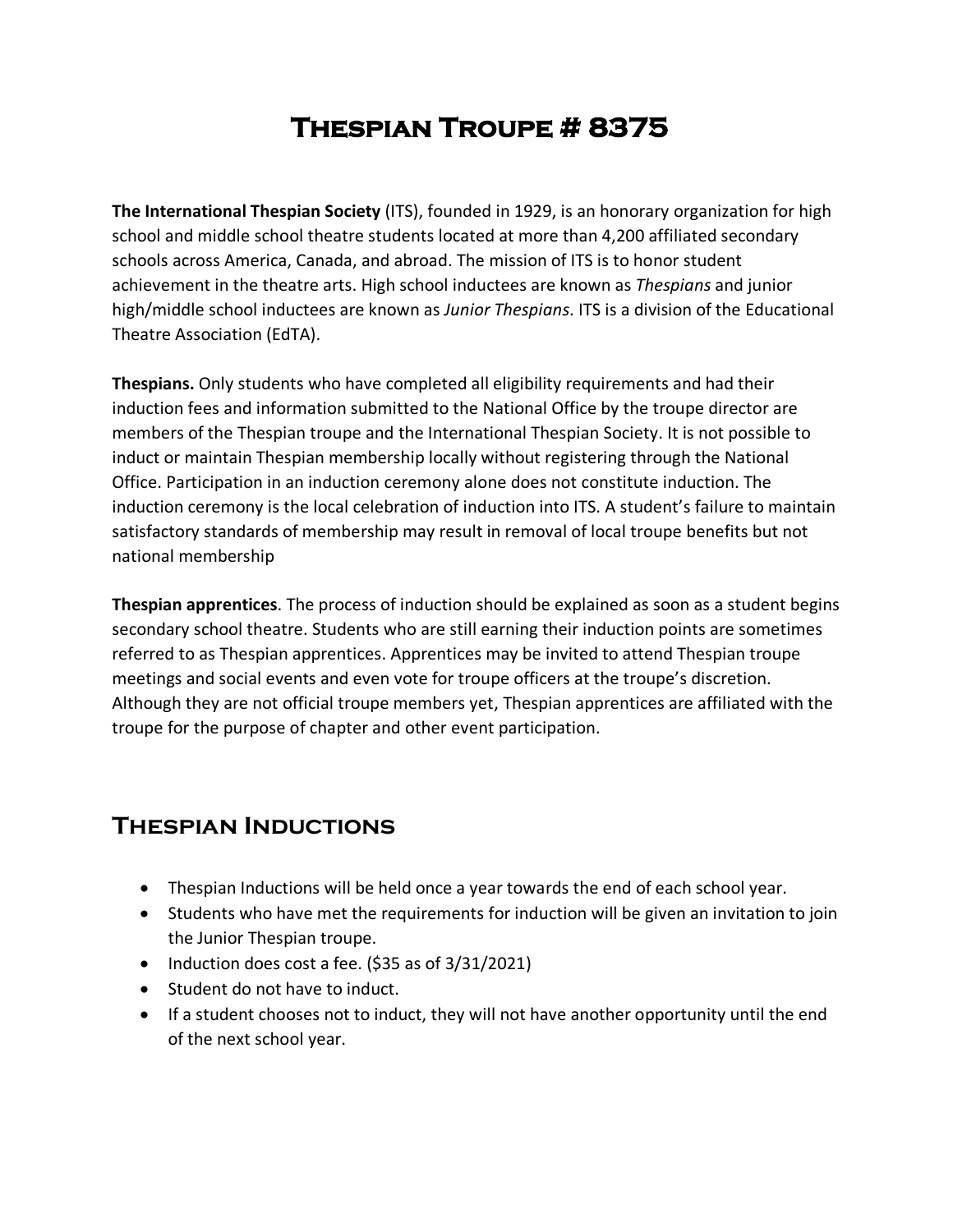# Thespian Troupe # 8375

**The International Thespian Society** (ITS), founded in 1929, is an honorary organization for high school and middle school theatre students located at more than 4,200 affiliated secondary schools across America, Canada, and abroad. The mission of ITS is to honor student achievement in the theatre arts. High school inductees are known as *Thespians* and junior high/middle school inductees are known as *Junior Thespians*. ITS is a division of the Educational Theatre Association (EdTA).

**Thespians.** Only students who have completed all eligibility requirements and had their induction fees and information submitted to the National Office by the troupe director are members of the Thespian troupe and the International Thespian Society. It is not possible to induct or maintain Thespian membership locally without registering through the National Office. Participation in an induction ceremony alone does not constitute induction. The induction ceremony is the local celebration of induction into ITS. A student's failure to maintain satisfactory standards of membership may result in removal of local troupe benefits but not national membership

**Thespian apprentices**. The process of induction should be explained as soon as a student begins secondary school theatre. Students who are still earning their induction points are sometimes referred to as Thespian apprentices. Apprentices may be invited to attend Thespian troupe meetings and social events and even vote for troupe officers at the troupe's discretion. Although they are not official troupe members yet, Thespian apprentices are affiliated with the troupe for the purpose of chapter and other event participation.

## Thespian Inductions

- Thespian Inductions will be held once a year towards the end of each school year.
- Students who have met the requirements for induction will be given an invitation to join the Junior Thespian troupe.
- Induction does cost a fee. ($35 as of 3/31/2021)
- Student do not have to induct.
- If a student chooses not to induct, they will not have another opportunity until the end of the next school year.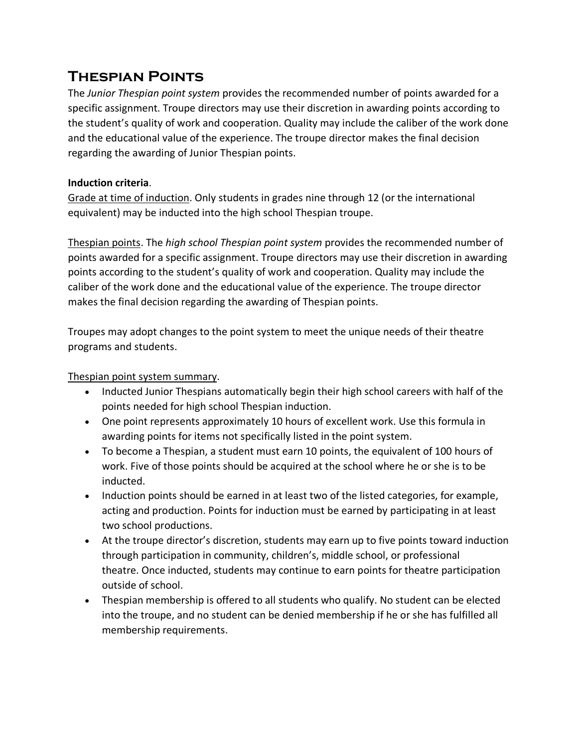# Thespian Points

The *Junior Thespian point system* provides the recommended number of points awarded for a specific assignment. Troupe directors may use their discretion in awarding points according to the student's quality of work and cooperation. Quality may include the caliber of the work done and the educational value of the experience. The troupe director makes the final decision regarding the awarding of Junior Thespian points.

**Induction criteria**.

Grade at time of induction. Only students in grades nine through 12 (or the international equivalent) may be inducted into the high school Thespian troupe.

Thespian points. The *high school Thespian point system* provides the recommended number of points awarded for a specific assignment. Troupe directors may use their discretion in awarding points according to the student's quality of work and cooperation. Quality may include the caliber of the work done and the educational value of the experience. The troupe director makes the final decision regarding the awarding of Thespian points.

Troupes may adopt changes to the point system to meet the unique needs of their theatre programs and students.

Thespian point system summary.

- Inducted Junior Thespians automatically begin their high school careers with half of the points needed for high school Thespian induction.
- One point represents approximately 10 hours of excellent work. Use this formula in awarding points for items not specifically listed in the point system.
- To become a Thespian, a student must earn 10 points, the equivalent of 100 hours of work. Five of those points should be acquired at the school where he or she is to be inducted.
- Induction points should be earned in at least two of the listed categories, for example, acting and production. Points for induction must be earned by participating in at least two school productions.
- At the troupe director's discretion, students may earn up to five points toward induction through participation in community, children's, middle school, or professional theatre. Once inducted, students may continue to earn points for theatre participation outside of school.
- Thespian membership is offered to all students who qualify. No student can be elected into the troupe, and no student can be denied membership if he or she has fulfilled all membership requirements.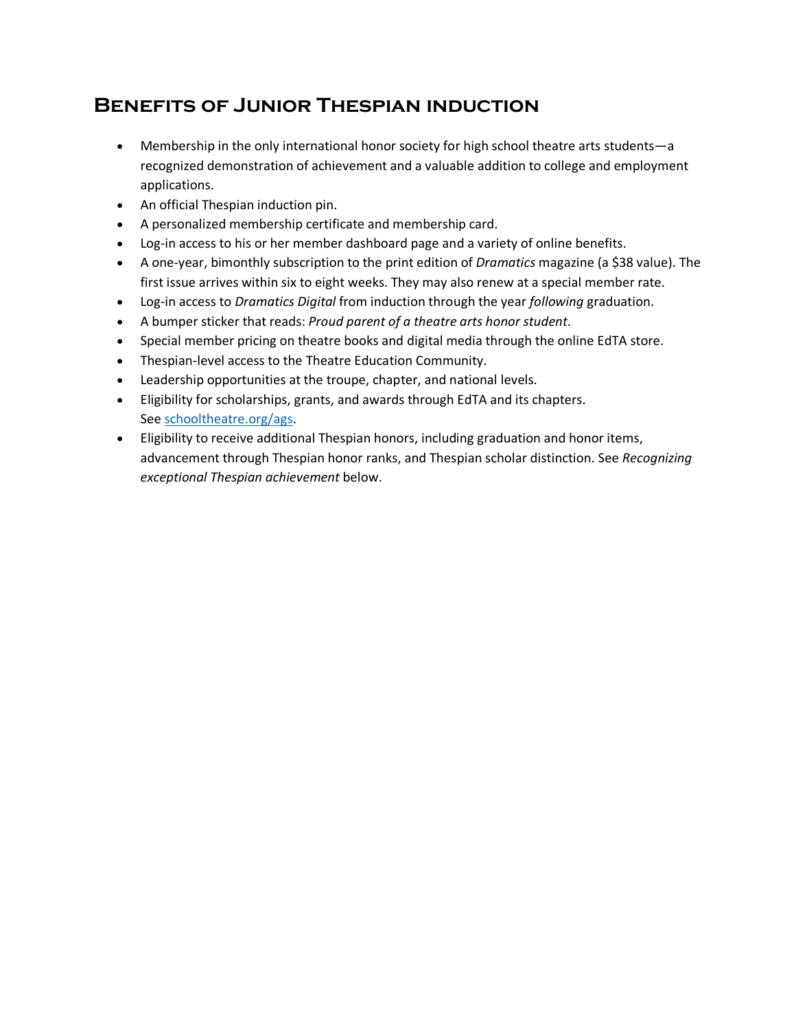## Benefits of Junior Thespian induction

- Membership in the only international honor society for high school theatre arts students—a recognized demonstration of achievement and a valuable addition to college and employment applications.
- An official Thespian induction pin.
- A personalized membership certificate and membership card.
- Log-in access to his or her member dashboard page and a variety of online benefits.
- A one-year, bimonthly subscription to the print edition of *Dramatics* magazine (a $38 value). The first issue arrives within six to eight weeks. They may also renew at a special member rate.
- Log-in access to *Dramatics Digital* from induction through the year *following* graduation.
- A bumper sticker that reads: *Proud parent of a theatre arts honor student*.
- Special member pricing on theatre books and digital media through the online EdTA store.
- Thespian-level access to the Theatre Education Community.
- Leadership opportunities at the troupe, chapter, and national levels.
- Eligibility for scholarships, grants, and awards through EdTA and its chapters. See [schooltheatre.org/ags](schooltheatre.org/ags).
- Eligibility to receive additional Thespian honors, including graduation and honor items, advancement through Thespian honor ranks, and Thespian scholar distinction. See *Recognizing exceptional Thespian achievement* below.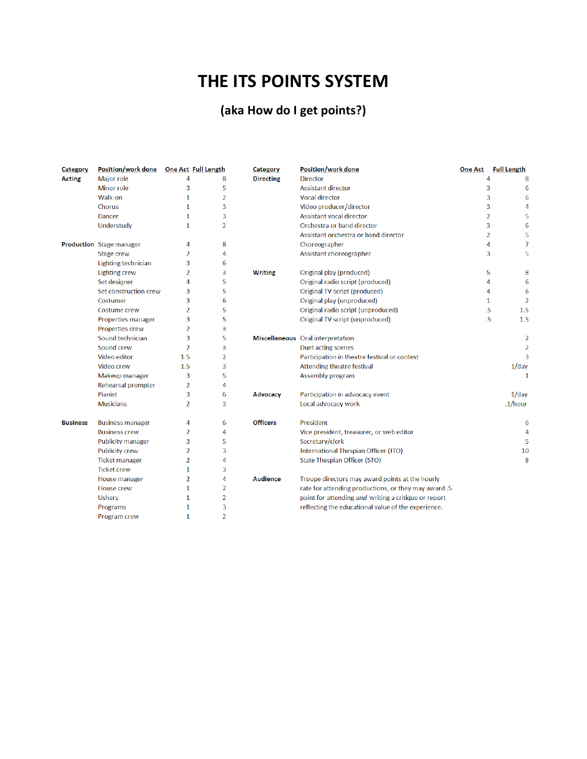# THE ITS POINTS SYSTEM

## (aka How do I get points?)

| Category | Position/work done | One Act | Full Length |
|---|---|---|---|
| Acting | Major role | 4 | 8 |
| | Minor role | 3 | 5 |
| | Walk-on | 1 | 2 |
| | Chorus | 1 | 3 |
| | Dancer | 1 | 3 |
| | Understudy | 1 | 2 |
| Production | Stage manager | 4 | 8 |
| | Stage crew | 2 | 4 |
| | Lighting technician | 3 | 6 |
| | Lighting crew | 2 | 3 |
| | Set designer | 4 | 5 |
| | Set construction crew | 3 | 5 |
| | Costumer | 3 | 6 |
| | Costume crew | 2 | 5 |
| | Properties manager | 3 | 5 |
| | Properties crew | 2 | 3 |
| | Sound technician | 3 | 5 |
| | Sound crew | 2 | 3 |
| | Video editor | 1.5 | 2 |
| | Video crew | 1.5 | 3 |
| | Makeup manager | 3 | 5 |
| | Rehearsal prompter | 2 | 4 |
| | Pianist | 3 | 6 |
| | Musicians | 2 | 3 |
| Business | Business manager | 4 | 6 |
| | Business crew | 2 | 4 |
| | Publicity manager | 3 | 5 |
| | Publicity crew | 2 | 3 |
| | Ticket manager | 2 | 4 |
| | Ticket crew | 1 | 3 |
| | House manager | 2 | 4 |
| | House crew | 1 | 2 |
| | Ushers | 1 | 2 |
| | Programs | 1 | 3 |
| | Program crew | 1 | 2 |

| Category | Position/work done | One Act | Full Length |
|---|---|---|---|
| Directing | Director | 4 | 8 |
| | Assistant director | 3 | 6 |
| | Vocal director | 3 | 6 |
| | Video producer/director | 3 | 4 |
| | Assistant vocal director | 2 | 5 |
| | Orchestra or band director | 3 | 6 |
| | Assistant orchestra or band director | 2 | 5 |
| | Choreographer | 4 | 7 |
| | Assistant choreographer | 3 | 5 |
| Writing | Original play (produced) | 5 | 8 |
| | Original radio script (produced) | 4 | 6 |
| | Original TV script (produced) | 4 | 6 |
| | Original play (unproduced) | 1 | 2 |
| | Original radio script (unproduced) | .5 | 1.5 |
| | Original TV script (unproduced) | .5 | 1.5 |
| Miscellaneous | Oral interpretation | | 2 |
| | Duet acting scenes | | 2 |
| | Participation in theatre festival or contest | | 3 |
| | Attending theatre festival | | 1/day |
| | Assembly program | | 1 |
| Advocacy | Participation in advocacy event | | 1/day |
| | Local advocacy work | | .1/hour |
| Officers | President | | 6 |
| | Vice president, treasurer, or web editor | | 4 |
| | Secretary/clerk | | 5 |
| | International Thespian Officer (ITO) | | 10 |
| | State Thespian Officer (STO) | | 8 |
| Audience | Troupe directors may award points at the hourly rate for attending productions, or they may award .5 point for attending *and* writing a critique or report reflecting the educational value of the experience. | | |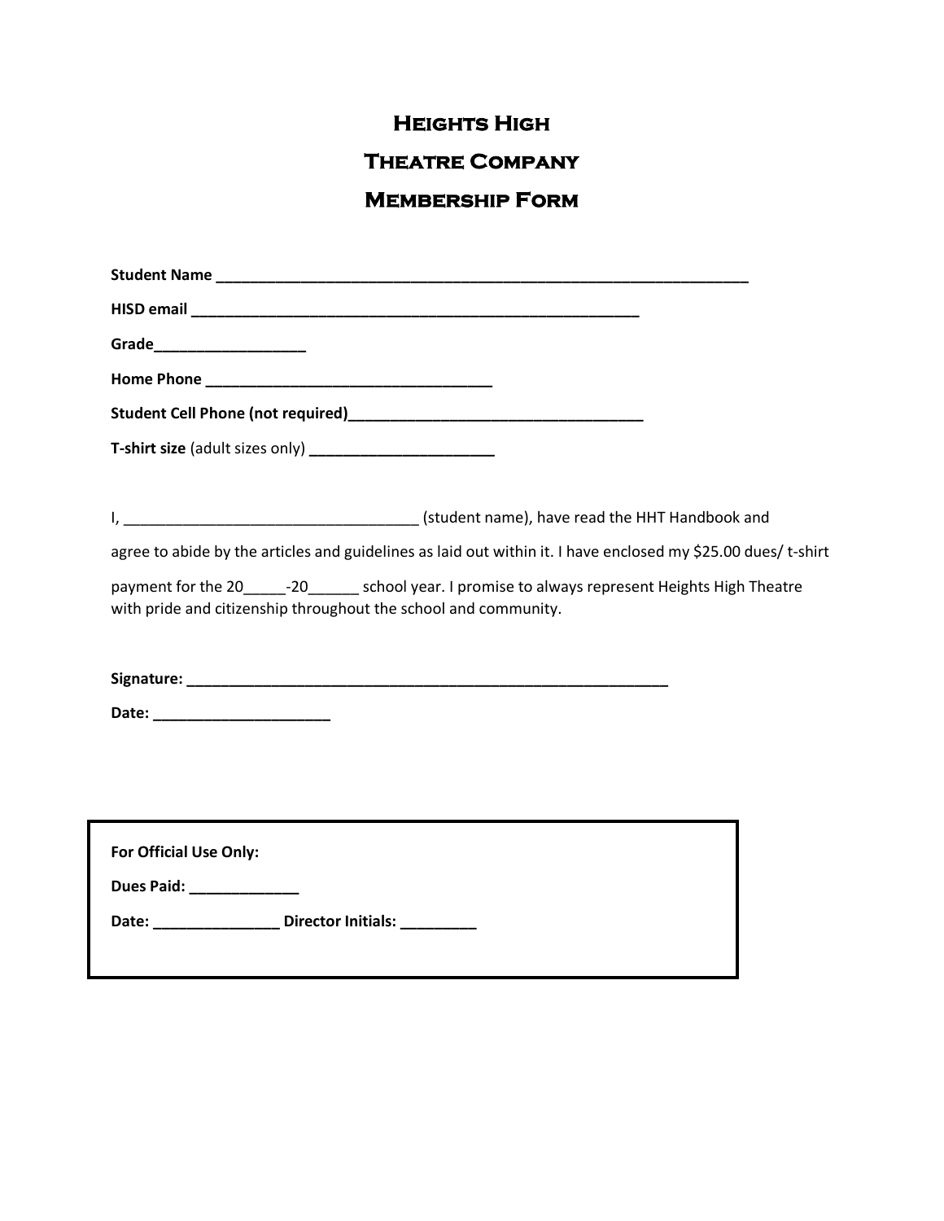# Heights High

# Theatre Company

# Membership Form

**Student Name** ______________________________________________________________

**HISD email** ____________________________________________________

**Grade**_________________

**Home Phone** ________________________________

**Student Cell Phone (not required)**________________________________

**T-shirt size** (adult sizes only) ____________________

I, ________________________________ (student name), have read the HHT Handbook and agree to abide by the articles and guidelines as laid out within it. I have enclosed my $25.00 dues/ t-shirt payment for the 20_____-20______ school year. I promise to always represent Heights High Theatre with pride and citizenship throughout the school and community.

**Signature:** ______________________________________________________

**Date:** ____________________

**For Official Use Only:**

**Dues Paid:** ____________

**Date:** ______________ **Director Initials:** _________